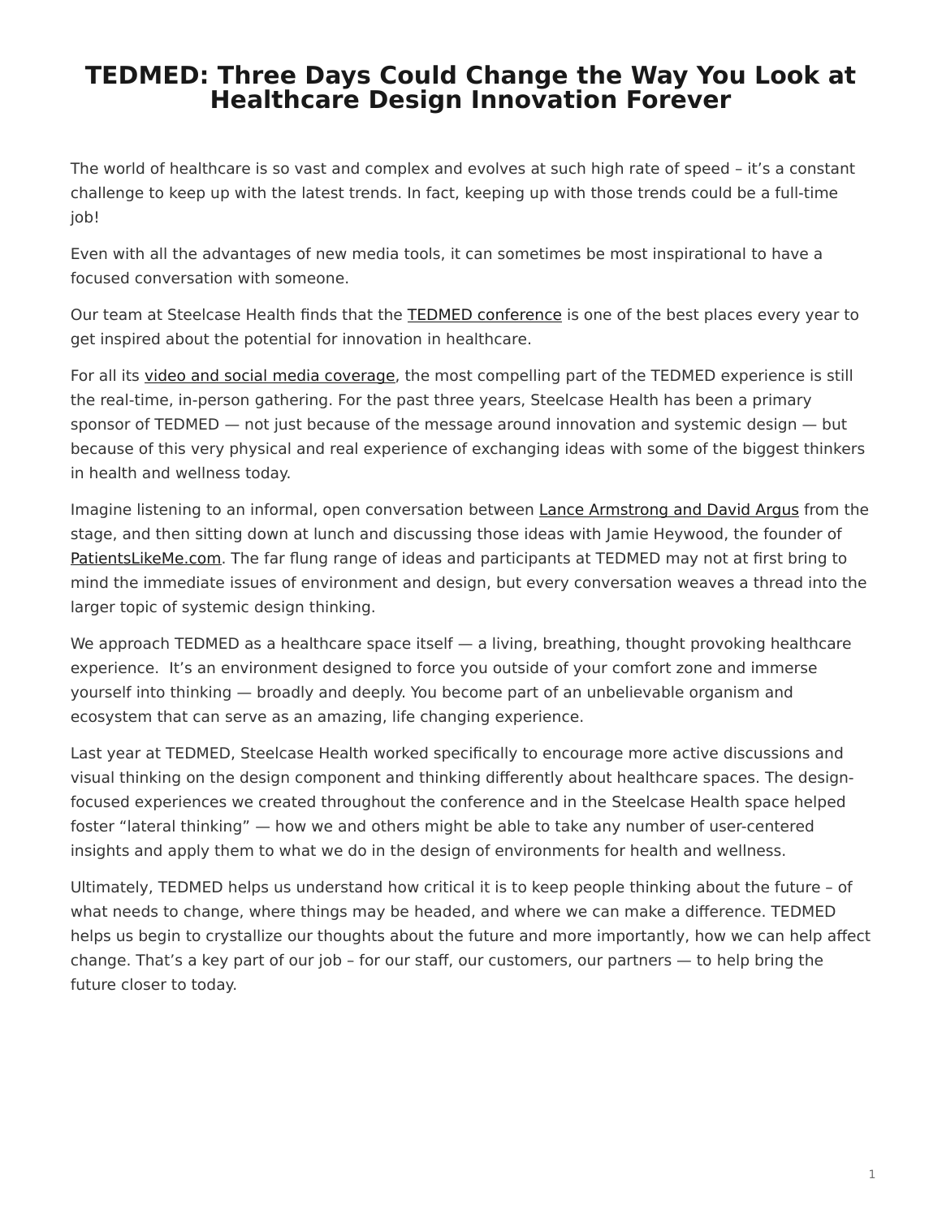# TEDMED: Three Days Could Change the Way You Look at Healthcare Design Innovation Forever

The world of healthcare is so vast and complex and evolves at such high rate of speed – it's a constant challenge to keep up with the latest trends. In fact, keeping up with those trends could be a full-time job!

Even with all the advantages of new media tools, it can sometimes be most inspirational to have a focused conversation with someone.

Our team at Steelcase Health finds that the TEDMED conference is one of the best places every year to get inspired about the potential for innovation in healthcare.

For all its video and social media coverage, the most compelling part of the TEDMED experience is still the real-time, in-person gathering. For the past three years, Steelcase Health has been a primary sponsor of TEDMED — not just because of the message around innovation and systemic design — but because of this very physical and real experience of exchanging ideas with some of the biggest thinkers in health and wellness today.

Imagine listening to an informal, open conversation between Lance Armstrong and David Argus from the stage, and then sitting down at lunch and discussing those ideas with Jamie Heywood, the founder of PatientsLikeMe.com. The far flung range of ideas and participants at TEDMED may not at first bring to mind the immediate issues of environment and design, but every conversation weaves a thread into the larger topic of systemic design thinking.

We approach TEDMED as a healthcare space itself — a living, breathing, thought provoking healthcare experience. It's an environment designed to force you outside of your comfort zone and immerse yourself into thinking — broadly and deeply. You become part of an unbelievable organism and ecosystem that can serve as an amazing, life changing experience.

Last year at TEDMED, Steelcase Health worked specifically to encourage more active discussions and visual thinking on the design component and thinking differently about healthcare spaces. The design-focused experiences we created throughout the conference and in the Steelcase Health space helped foster "lateral thinking" — how we and others might be able to take any number of user-centered insights and apply them to what we do in the design of environments for health and wellness.

Ultimately, TEDMED helps us understand how critical it is to keep people thinking about the future – of what needs to change, where things may be headed, and where we can make a difference. TEDMED helps us begin to crystallize our thoughts about the future and more importantly, how we can help affect change. That's a key part of our job – for our staff, our customers, our partners — to help bring the future closer to today.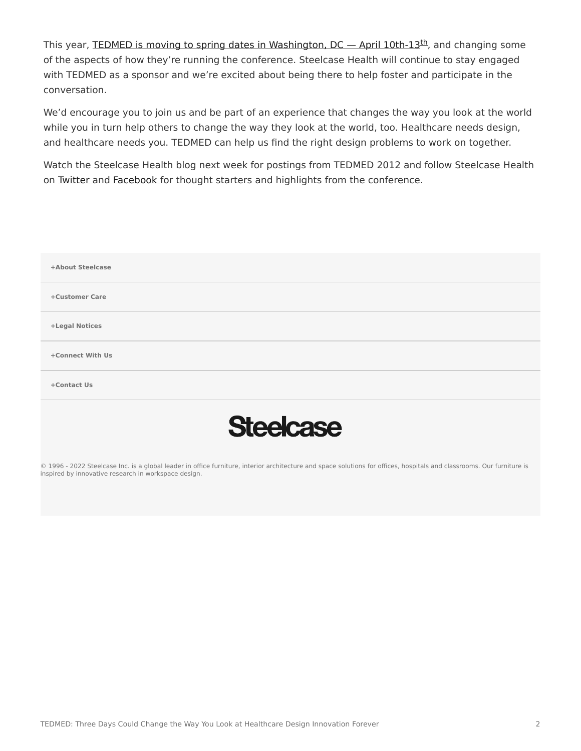This year, TEDMED is moving to spring dates in Washington, DC — April 10th-13th, and changing some of the aspects of how they're running the conference. Steelcase Health will continue to stay engaged with TEDMED as a sponsor and we're excited about being there to help foster and participate in the conversation.

We'd encourage you to join us and be part of an experience that changes the way you look at the world while you in turn help others to change the way they look at the world, too. Healthcare needs design, and healthcare needs you. TEDMED can help us find the right design problems to work on together.

Watch the Steelcase Health blog next week for postings from TEDMED 2012 and follow Steelcase Health on Twitter and Facebook for thought starters and highlights from the conference.

**+About Steelcase**

**+Customer Care**

**+Legal Notices**

**+Connect With Us**

**+Contact Us**

Steelcase

© 1996 - 2022 Steelcase Inc. is a global leader in office furniture, interior architecture and space solutions for offices, hospitals and classrooms. Our furniture is inspired by innovative research in workspace design.